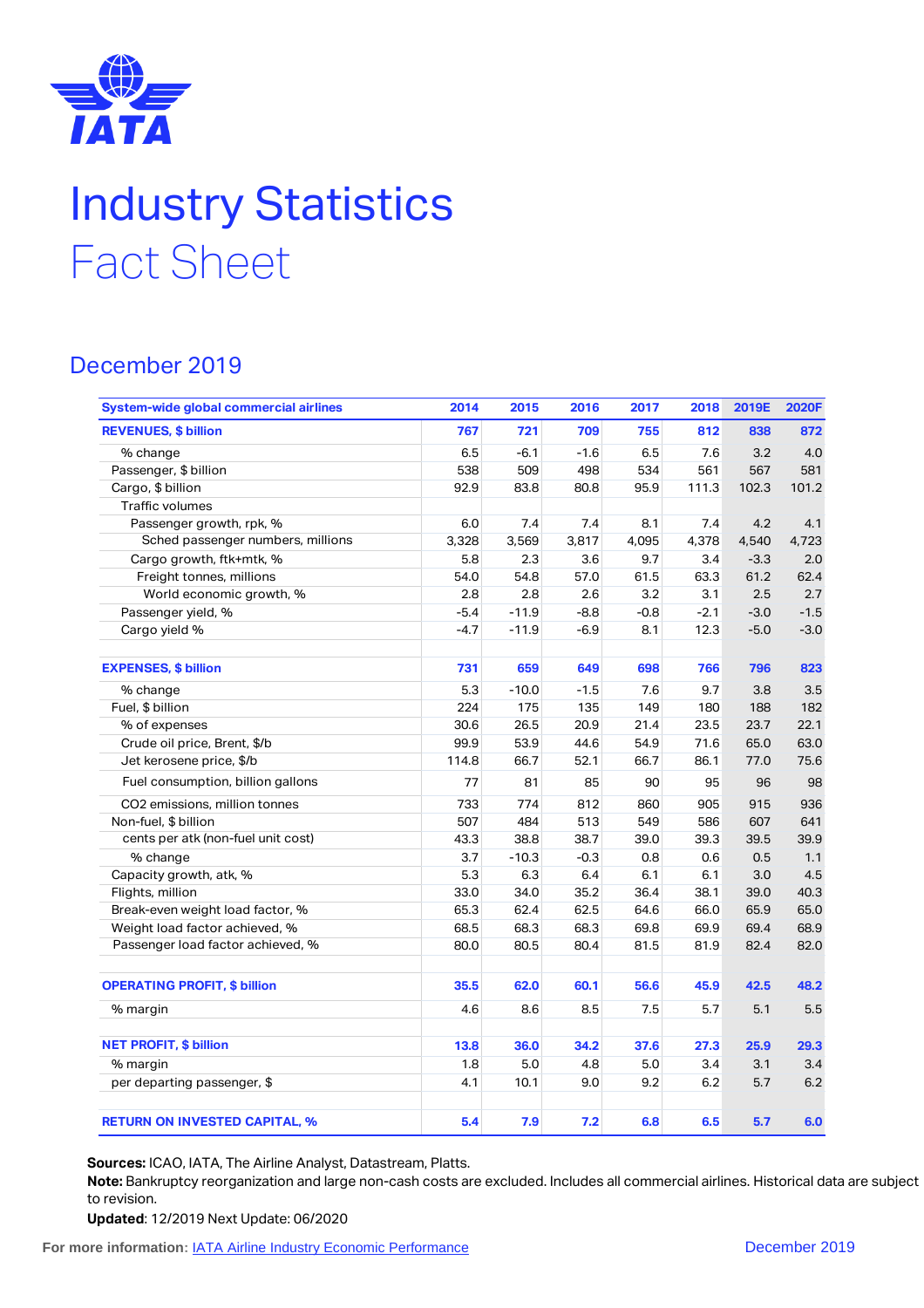# Industry Statistics
## Fact Sheet

### December 2019

| System-wide global commercial airlines | 2014 | 2015 | 2016 | 2017 | 2018 | 2019E | 2020F |
|---|---|---|---|---|---|---|---|
| **REVENUES, $ billion** | **767** | **721** | **709** | **755** | **812** | **838** | **872** |
| % change | 6.5 | -6.1 | -1.6 | 6.5 | 7.6 | 3.2 | 4.0 |
| Passenger, $ billion | 538 | 509 | 498 | 534 | 561 | 567 | 581 |
| Cargo, $ billion | 92.9 | 83.8 | 80.8 | 95.9 | 111.3 | 102.3 | 101.2 |
| Traffic volumes | | | | | | | |
| Passenger growth, rpk, % | 6.0 | 7.4 | 7.4 | 8.1 | 7.4 | 4.2 | 4.1 |
| Sched passenger numbers, millions | 3,328 | 3,569 | 3,817 | 4,095 | 4,378 | 4,540 | 4,723 |
| Cargo growth, ftk+mtk, % | 5.8 | 2.3 | 3.6 | 9.7 | 3.4 | -3.3 | 2.0 |
| Freight tonnes, millions | 54.0 | 54.8 | 57.0 | 61.5 | 63.3 | 61.2 | 62.4 |
| World economic growth, % | 2.8 | 2.8 | 2.6 | 3.2 | 3.1 | 2.5 | 2.7 |
| Passenger yield, % | -5.4 | -11.9 | -8.8 | -0.8 | -2.1 | -3.0 | -1.5 |
| Cargo yield % | -4.7 | -11.9 | -6.9 | 8.1 | 12.3 | -5.0 | -3.0 |
| | | | | | | | |
| **EXPENSES, $ billion** | **731** | **659** | **649** | **698** | **766** | **796** | **823** |
| % change | 5.3 | -10.0 | -1.5 | 7.6 | 9.7 | 3.8 | 3.5 |
| Fuel, $ billion | 224 | 175 | 135 | 149 | 180 | 188 | 182 |
| % of expenses | 30.6 | 26.5 | 20.9 | 21.4 | 23.5 | 23.7 | 22.1 |
| Crude oil price, Brent, $/b | 99.9 | 53.9 | 44.6 | 54.9 | 71.6 | 65.0 | 63.0 |
| Jet kerosene price, $/b | 114.8 | 66.7 | 52.1 | 66.7 | 86.1 | 77.0 | 75.6 |
| Fuel consumption, billion gallons | 77 | 81 | 85 | 90 | 95 | 96 | 98 |
| $CO_2$ emissions, million tonnes | 733 | 774 | 812 | 860 | 905 | 915 | 936 |
| Non-fuel, $ billion | 507 | 484 | 513 | 549 | 586 | 607 | 641 |
| cents per atk (non-fuel unit cost) | 43.3 | 38.8 | 38.7 | 39.0 | 39.3 | 39.5 | 39.9 |
| % change | 3.7 | -10.3 | -0.3 | 0.8 | 0.6 | 0.5 | 1.1 |
| Capacity growth, atk, % | 5.3 | 6.3 | 6.4 | 6.1 | 6.1 | 3.0 | 4.5 |
| Flights, million | 33.0 | 34.0 | 35.2 | 36.4 | 38.1 | 39.0 | 40.3 |
| Break-even weight load factor, % | 65.3 | 62.4 | 62.5 | 64.6 | 66.0 | 65.9 | 65.0 |
| Weight load factor achieved, % | 68.5 | 68.3 | 68.3 | 69.8 | 69.9 | 69.4 | 68.9 |
| Passenger load factor achieved, % | 80.0 | 80.5 | 80.4 | 81.5 | 81.9 | 82.4 | 82.0 |
| | | | | | | | |
| **OPERATING PROFIT, $ billion** | **35.5** | **62.0** | **60.1** | **56.6** | **45.9** | **42.5** | **48.2** |
| % margin | 4.6 | 8.6 | 8.5 | 7.5 | 5.7 | 5.1 | 5.5 |
| **NET PROFIT, $ billion** | **13.8** | **36.0** | **34.2** | **37.6** | **27.3** | **25.9** | **29.3** |
| % margin | 1.8 | 5.0 | 4.8 | 5.0 | 3.4 | 3.1 | 3.4 |
| per departing passenger, $ | 4.1 | 10.1 | 9.0 | 9.2 | 6.2 | 5.7 | 6.2 |
| | | | | | | | |
| **RETURN ON INVESTED CAPITAL, %** | **5.4** | **7.9** | **7.2** | **6.8** | **6.5** | **5.7** | **6.0** |

**Sources:** ICAO, IATA, The Airline Analyst, Datastream, Platts.
**Note:** Bankruptcy reorganization and large non-cash costs are excluded. Includes all commercial airlines. Historical data are subject to revision.
**Updated**: 12/2019 Next Update: 06/2020

**For more information:** IATA Airline Industry Economic Performance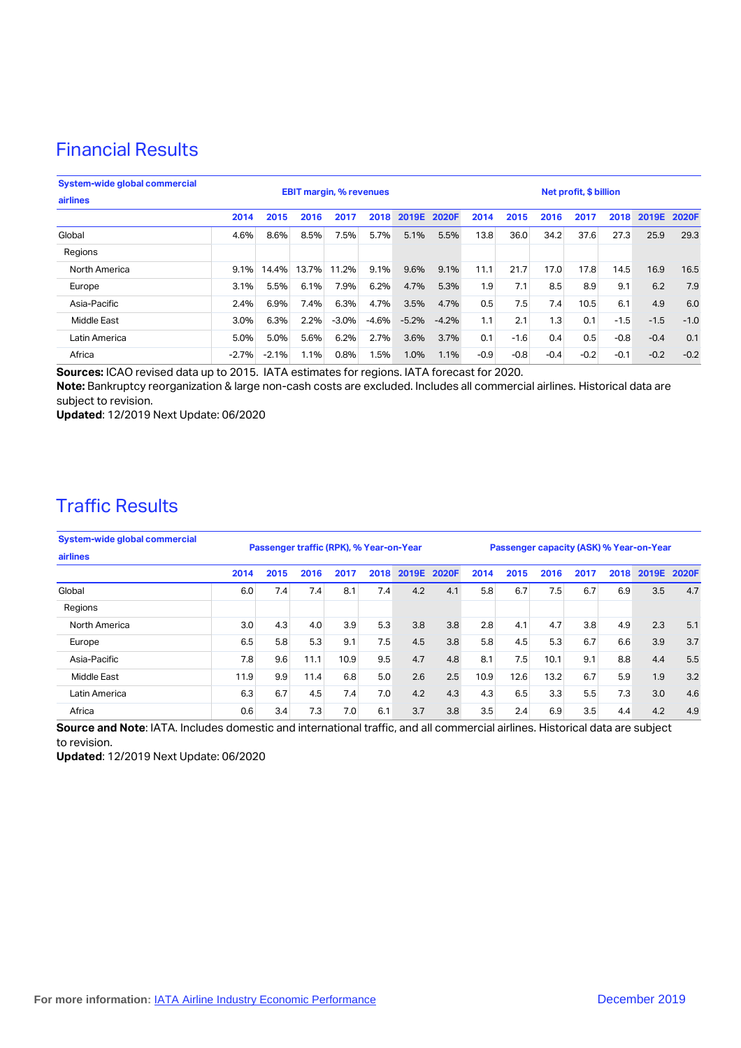## Financial Results

| System-wide global commercial airlines | EBIT margin, % revenues | | | | | | | Net profit, $ billion | | | | | | |
|---|---|---|---|---|---|---|---|---|---|---|---|---|---|---|
| | 2014 | 2015 | 2016 | 2017 | 2018 | 2019E | 2020F | 2014 | 2015 | 2016 | 2017 | 2018 | 2019E | 2020F |
| Global | 4.6% | 8.6% | 8.5% | 7.5% | 5.7% | 5.1% | 5.5% | 13.8 | 36.0 | 34.2 | 37.6 | 27.3 | 25.9 | 29.3 |
| Regions | | | | | | | | | | | | | | |
| North America | 9.1% | 14.4% | 13.7% | 11.2% | 9.1% | 9.6% | 9.1% | 11.1 | 21.7 | 17.0 | 17.8 | 14.5 | 16.9 | 16.5 |
| Europe | 3.1% | 5.5% | 6.1% | 7.9% | 6.2% | 4.7% | 5.3% | 1.9 | 7.1 | 8.5 | 8.9 | 9.1 | 6.2 | 7.9 |
| Asia-Pacific | 2.4% | 6.9% | 7.4% | 6.3% | 4.7% | 3.5% | 4.7% | 0.5 | 7.5 | 7.4 | 10.5 | 6.1 | 4.9 | 6.0 |
| Middle East | 3.0% | 6.3% | 2.2% | -3.0% | -4.6% | -5.2% | -4.2% | 1.1 | 2.1 | 1.3 | 0.1 | -1.5 | -1.5 | -1.0 |
| Latin America | 5.0% | 5.0% | 5.6% | 6.2% | 2.7% | 3.6% | 3.7% | 0.1 | -1.6 | 0.4 | 0.5 | -0.8 | -0.4 | 0.1 |
| Africa | -2.7% | -2.1% | 1.1% | 0.8% | 1.5% | 1.0% | 1.1% | -0.9 | -0.8 | -0.4 | -0.2 | -0.1 | -0.2 | -0.2 |

**Sources:** ICAO revised data up to 2015. IATA estimates for regions. IATA forecast for 2020.
**Note:** Bankruptcy reorganization & large non-cash costs are excluded. Includes all commercial airlines. Historical data are subject to revision.
**Updated**: 12/2019 Next Update: 06/2020

## Traffic Results

| System-wide global commercial airlines | Passenger traffic (RPK), % Year-on-Year | | | | | | | Passenger capacity (ASK) % Year-on-Year | | | | | | |
|---|---|---|---|---|---|---|---|---|---|---|---|---|---|---|
| | 2014 | 2015 | 2016 | 2017 | 2018 | 2019E | 2020F | 2014 | 2015 | 2016 | 2017 | 2018 | 2019E | 2020F |
| Global | 6.0 | 7.4 | 7.4 | 8.1 | 7.4 | 4.2 | 4.1 | 5.8 | 6.7 | 7.5 | 6.7 | 6.9 | 3.5 | 4.7 |
| Regions | | | | | | | | | | | | | | |
| North America | 3.0 | 4.3 | 4.0 | 3.9 | 5.3 | 3.8 | 3.8 | 2.8 | 4.1 | 4.7 | 3.8 | 4.9 | 2.3 | 5.1 |
| Europe | 6.5 | 5.8 | 5.3 | 9.1 | 7.5 | 4.5 | 3.8 | 5.8 | 4.5 | 5.3 | 6.7 | 6.6 | 3.9 | 3.7 |
| Asia-Pacific | 7.8 | 9.6 | 11.1 | 10.9 | 9.5 | 4.7 | 4.8 | 8.1 | 7.5 | 10.1 | 9.1 | 8.8 | 4.4 | 5.5 |
| Middle East | 11.9 | 9.9 | 11.4 | 6.8 | 5.0 | 2.6 | 2.5 | 10.9 | 12.6 | 13.2 | 6.7 | 5.9 | 1.9 | 3.2 |
| Latin America | 6.3 | 6.7 | 4.5 | 7.4 | 7.0 | 4.2 | 4.3 | 4.3 | 6.5 | 3.3 | 5.5 | 7.3 | 3.0 | 4.6 |
| Africa | 0.6 | 3.4 | 7.3 | 7.0 | 6.1 | 3.7 | 3.8 | 3.5 | 2.4 | 6.9 | 3.5 | 4.4 | 4.2 | 4.9 |

**Source and Note**: IATA. Includes domestic and international traffic, and all commercial airlines. Historical data are subject to revision.
**Updated**: 12/2019 Next Update: 06/2020

**For more information:** [IATA Airline Industry Economic Performance](IATA Airline Industry Economic Performance)

December 2019